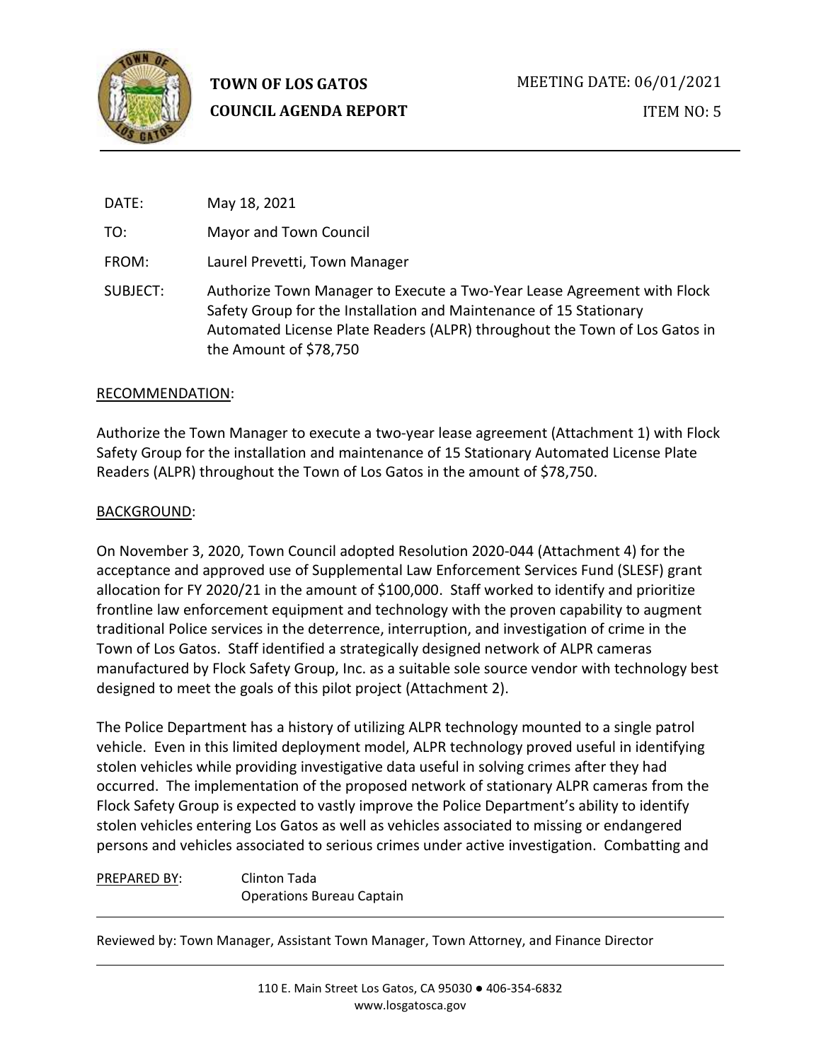**TOWN OF LOS GATOS**
**COUNCIL AGENDA REPORT**

MEETING DATE: 06/01/2021

ITEM NO: 5

DATE: May 18, 2021

TO: Mayor and Town Council

FROM: Laurel Prevetti, Town Manager

SUBJECT: Authorize Town Manager to Execute a Two-Year Lease Agreement with Flock Safety Group for the Installation and Maintenance of 15 Stationary Automated License Plate Readers (ALPR) throughout the Town of Los Gatos in the Amount of $78,750

RECOMMENDATION:

Authorize the Town Manager to execute a two-year lease agreement (Attachment 1) with Flock Safety Group for the installation and maintenance of 15 Stationary Automated License Plate Readers (ALPR) throughout the Town of Los Gatos in the amount of $78,750.

BACKGROUND:

On November 3, 2020, Town Council adopted Resolution 2020-044 (Attachment 4) for the acceptance and approved use of Supplemental Law Enforcement Services Fund (SLESF) grant allocation for FY 2020/21 in the amount of $100,000. Staff worked to identify and prioritize frontline law enforcement equipment and technology with the proven capability to augment traditional Police services in the deterrence, interruption, and investigation of crime in the Town of Los Gatos. Staff identified a strategically designed network of ALPR cameras manufactured by Flock Safety Group, Inc. as a suitable sole source vendor with technology best designed to meet the goals of this pilot project (Attachment 2).

The Police Department has a history of utilizing ALPR technology mounted to a single patrol vehicle. Even in this limited deployment model, ALPR technology proved useful in identifying stolen vehicles while providing investigative data useful in solving crimes after they had occurred. The implementation of the proposed network of stationary ALPR cameras from the Flock Safety Group is expected to vastly improve the Police Department's ability to identify stolen vehicles entering Los Gatos as well as vehicles associated to missing or endangered persons and vehicles associated to serious crimes under active investigation. Combatting and

PREPARED BY: Clinton Tada
Operations Bureau Captain

Reviewed by: Town Manager, Assistant Town Manager, Town Attorney, and Finance Director

110 E. Main Street Los Gatos, CA 95030 ● 406-354-6832
www.losgatosca.gov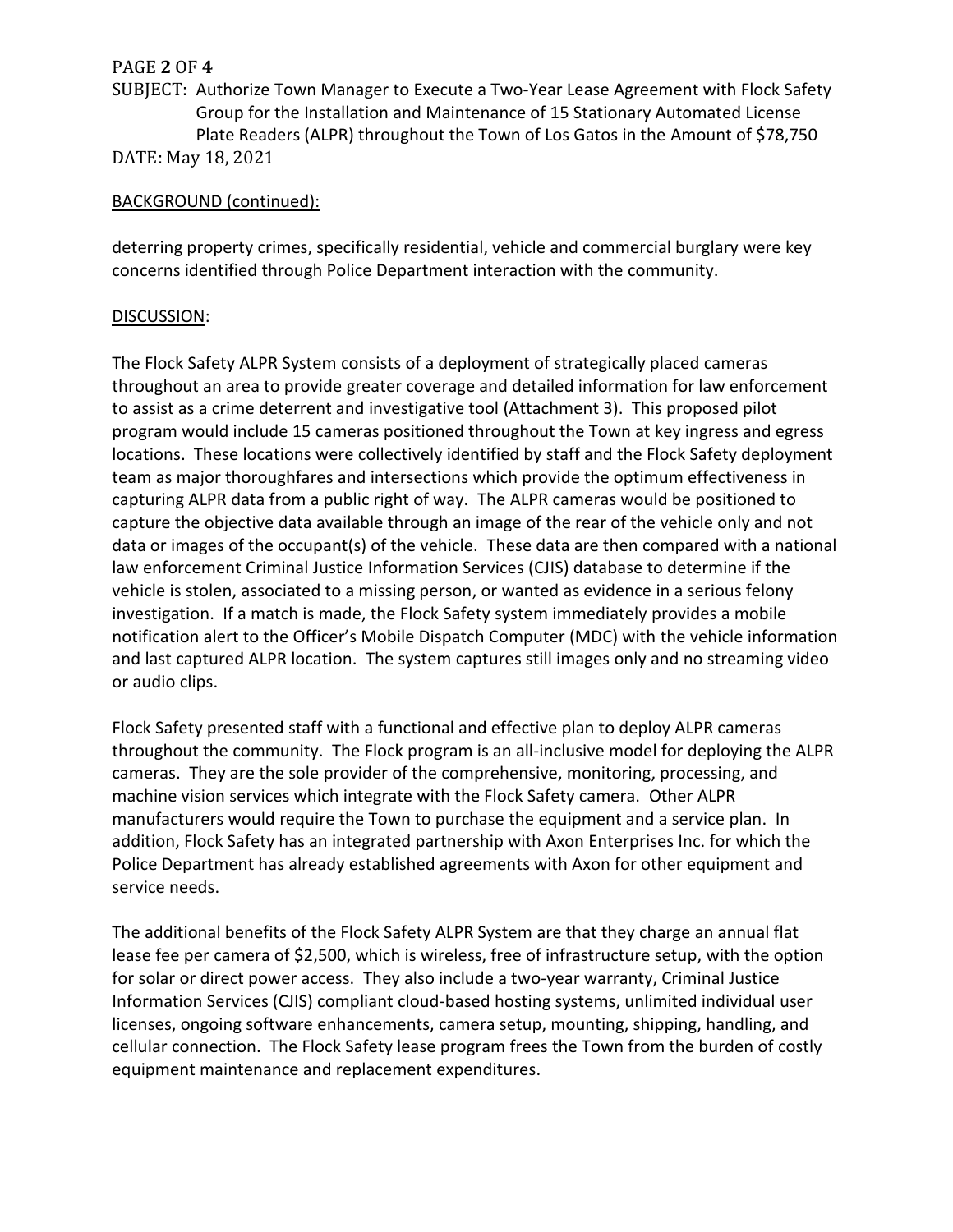BACKGROUND (continued):

deterring property crimes, specifically residential, vehicle and commercial burglary were key concerns identified through Police Department interaction with the community.

DISCUSSION:

The Flock Safety ALPR System consists of a deployment of strategically placed cameras throughout an area to provide greater coverage and detailed information for law enforcement to assist as a crime deterrent and investigative tool (Attachment 3). This proposed pilot program would include 15 cameras positioned throughout the Town at key ingress and egress locations. These locations were collectively identified by staff and the Flock Safety deployment team as major thoroughfares and intersections which provide the optimum effectiveness in capturing ALPR data from a public right of way. The ALPR cameras would be positioned to capture the objective data available through an image of the rear of the vehicle only and not data or images of the occupant(s) of the vehicle. These data are then compared with a national law enforcement Criminal Justice Information Services (CJIS) database to determine if the vehicle is stolen, associated to a missing person, or wanted as evidence in a serious felony investigation. If a match is made, the Flock Safety system immediately provides a mobile notification alert to the Officer's Mobile Dispatch Computer (MDC) with the vehicle information and last captured ALPR location. The system captures still images only and no streaming video or audio clips.

Flock Safety presented staff with a functional and effective plan to deploy ALPR cameras throughout the community. The Flock program is an all-inclusive model for deploying the ALPR cameras. They are the sole provider of the comprehensive, monitoring, processing, and machine vision services which integrate with the Flock Safety camera. Other ALPR manufacturers would require the Town to purchase the equipment and a service plan. In addition, Flock Safety has an integrated partnership with Axon Enterprises Inc. for which the Police Department has already established agreements with Axon for other equipment and service needs.

The additional benefits of the Flock Safety ALPR System are that they charge an annual flat lease fee per camera of $2,500, which is wireless, free of infrastructure setup, with the option for solar or direct power access. They also include a two-year warranty, Criminal Justice Information Services (CJIS) compliant cloud-based hosting systems, unlimited individual user licenses, ongoing software enhancements, camera setup, mounting, shipping, handling, and cellular connection. The Flock Safety lease program frees the Town from the burden of costly equipment maintenance and replacement expenditures.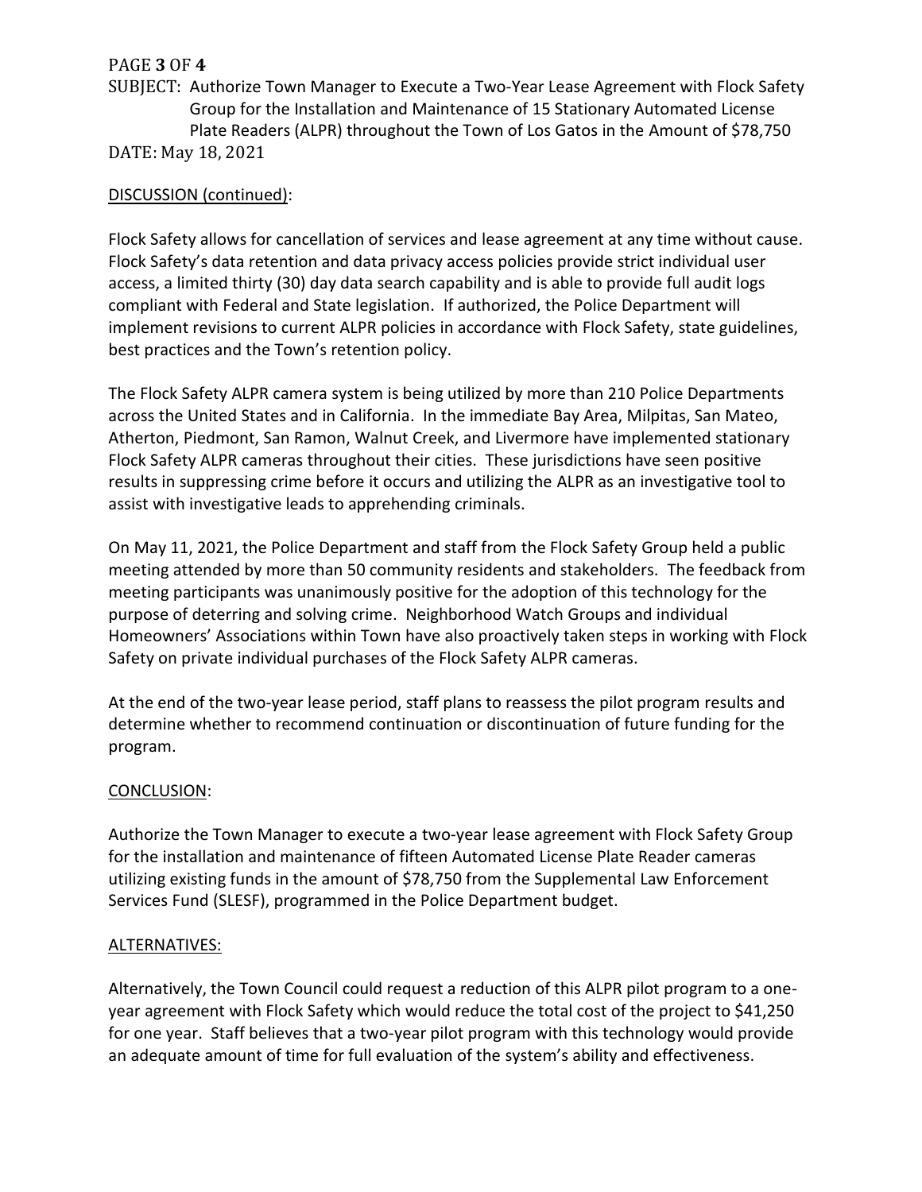DISCUSSION (continued):

Flock Safety allows for cancellation of services and lease agreement at any time without cause. Flock Safety's data retention and data privacy access policies provide strict individual user access, a limited thirty (30) day data search capability and is able to provide full audit logs compliant with Federal and State legislation. If authorized, the Police Department will implement revisions to current ALPR policies in accordance with Flock Safety, state guidelines, best practices and the Town's retention policy.

The Flock Safety ALPR camera system is being utilized by more than 210 Police Departments across the United States and in California. In the immediate Bay Area, Milpitas, San Mateo, Atherton, Piedmont, San Ramon, Walnut Creek, and Livermore have implemented stationary Flock Safety ALPR cameras throughout their cities. These jurisdictions have seen positive results in suppressing crime before it occurs and utilizing the ALPR as an investigative tool to assist with investigative leads to apprehending criminals.

On May 11, 2021, the Police Department and staff from the Flock Safety Group held a public meeting attended by more than 50 community residents and stakeholders. The feedback from meeting participants was unanimously positive for the adoption of this technology for the purpose of deterring and solving crime. Neighborhood Watch Groups and individual Homeowners' Associations within Town have also proactively taken steps in working with Flock Safety on private individual purchases of the Flock Safety ALPR cameras.

At the end of the two-year lease period, staff plans to reassess the pilot program results and determine whether to recommend continuation or discontinuation of future funding for the program.

CONCLUSION:

Authorize the Town Manager to execute a two-year lease agreement with Flock Safety Group for the installation and maintenance of fifteen Automated License Plate Reader cameras utilizing existing funds in the amount of $78,750 from the Supplemental Law Enforcement Services Fund (SLESF), programmed in the Police Department budget.

ALTERNATIVES:

Alternatively, the Town Council could request a reduction of this ALPR pilot program to a one-year agreement with Flock Safety which would reduce the total cost of the project to $41,250 for one year. Staff believes that a two-year pilot program with this technology would provide an adequate amount of time for full evaluation of the system's ability and effectiveness.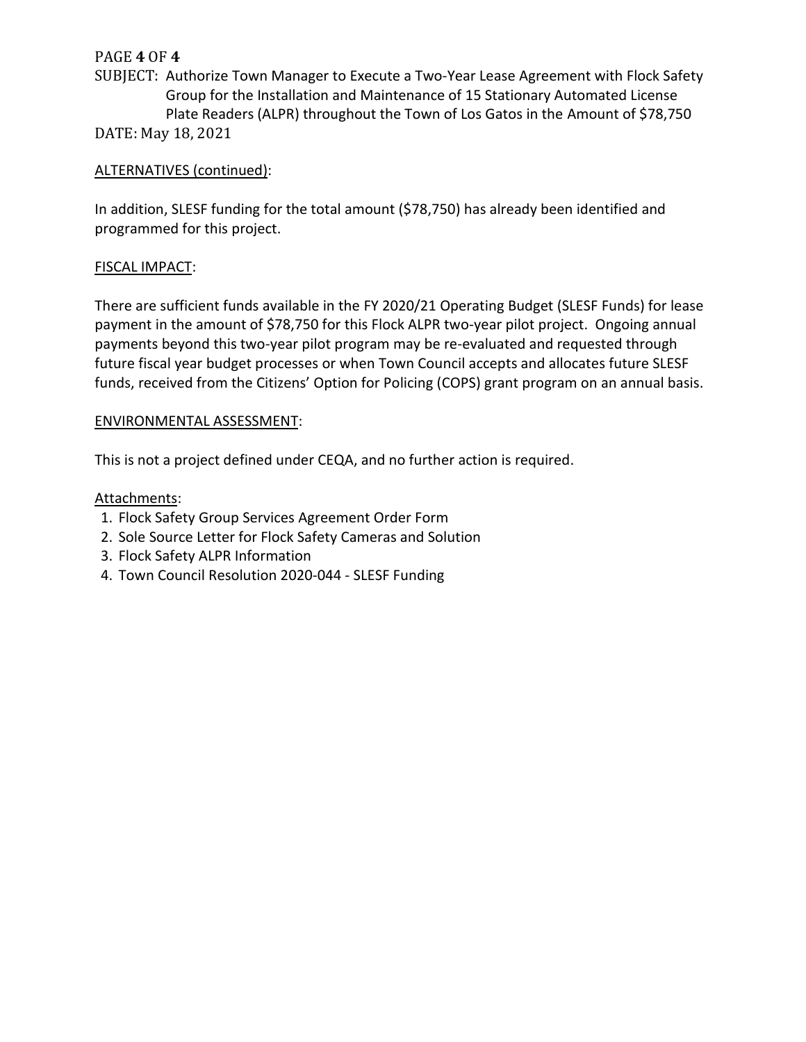ALTERNATIVES (continued):

In addition, SLESF funding for the total amount ($78,750) has already been identified and programmed for this project.

FISCAL IMPACT:

There are sufficient funds available in the FY 2020/21 Operating Budget (SLESF Funds) for lease payment in the amount of $78,750 for this Flock ALPR two-year pilot project. Ongoing annual payments beyond this two-year pilot program may be re-evaluated and requested through future fiscal year budget processes or when Town Council accepts and allocates future SLESF funds, received from the Citizens' Option for Policing (COPS) grant program on an annual basis.

ENVIRONMENTAL ASSESSMENT:

This is not a project defined under CEQA, and no further action is required.

Attachments:

1. Flock Safety Group Services Agreement Order Form
2. Sole Source Letter for Flock Safety Cameras and Solution
3. Flock Safety ALPR Information
4. Town Council Resolution 2020-044 - SLESF Funding